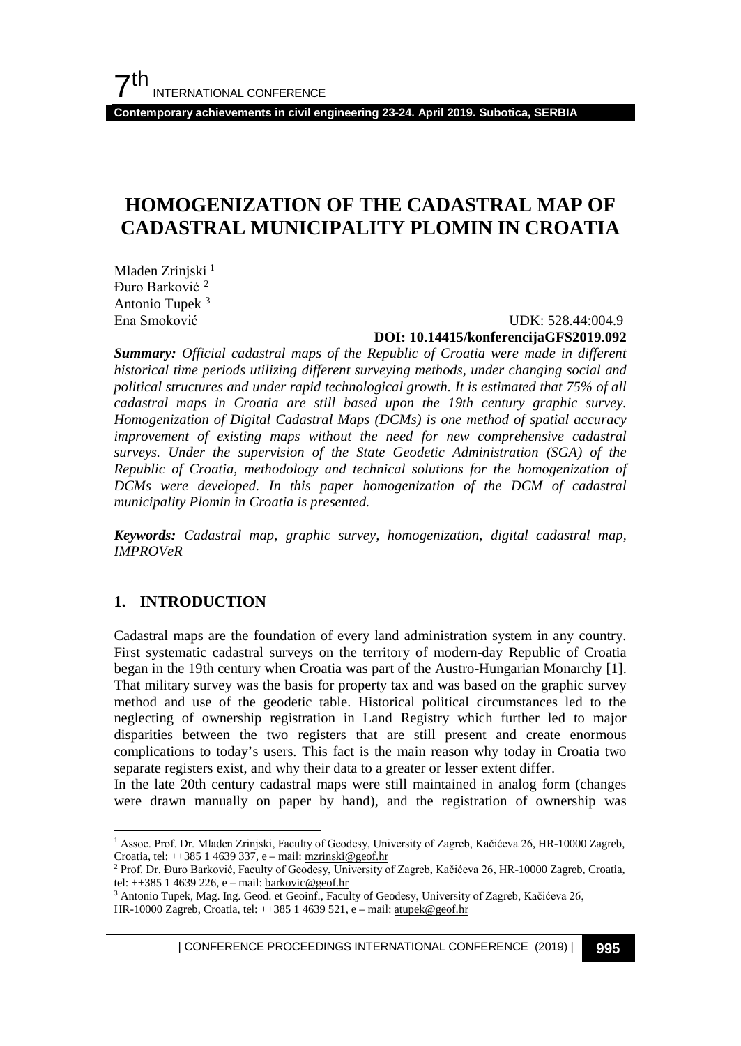# HOMOGENIZATION OF THE CADASTRAL MAP OF CADASTRAL MUNICIPALITY PLOMIN IN CROATIA

Mladen Zrinjski [1]
Đuro Barković [2]
Antonio Tupek [3]
Ena Smoković

UDK: 528.44:004.9
**DOI: 10.14415/konferencijaGFS2019.092**

***Summary:*** *Official cadastral maps of the Republic of Croatia were made in different historical time periods utilizing different surveying methods, under changing social and political structures and under rapid technological growth. It is estimated that 75% of all cadastral maps in Croatia are still based upon the 19th century graphic survey. Homogenization of Digital Cadastral Maps (DCMs) is one method of spatial accuracy improvement of existing maps without the need for new comprehensive cadastral surveys. Under the supervision of the State Geodetic Administration (SGA) of the Republic of Croatia, methodology and technical solutions for the homogenization of DCMs were developed. In this paper homogenization of the DCM of cadastral municipality Plomin in Croatia is presented.*

***Keywords:*** *Cadastral map, graphic survey, homogenization, digital cadastral map, IMPROVeR*

## 1. INTRODUCTION

Cadastral maps are the foundation of every land administration system in any country. First systematic cadastral surveys on the territory of modern-day Republic of Croatia began in the 19th century when Croatia was part of the Austro-Hungarian Monarchy [1]. That military survey was the basis for property tax and was based on the graphic survey method and use of the geodetic table. Historical political circumstances led to the neglecting of ownership registration in Land Registry which further led to major disparities between the two registers that are still present and create enormous complications to today's users. This fact is the main reason why today in Croatia two separate registers exist, and why their data to a greater or lesser extent differ.

In the late 20th century cadastral maps were still maintained in analog form (changes were drawn manually on paper by hand), and the registration of ownership was

---

[1] Assoc. Prof. Dr. Mladen Zrinjski, Faculty of Geodesy, University of Zagreb, Kačićeva 26, HR-10000 Zagreb, Croatia, tel: ++385 1 4639 337, e – mail: mzrinski@geof.hr

[2] Prof. Dr. Đuro Barković, Faculty of Geodesy, University of Zagreb, Kačićeva 26, HR-10000 Zagreb, Croatia, tel: ++385 1 4639 226, e – mail: barkovic@geof.hr

[3] Antonio Tupek, Mag. Ing. Geod. et Geoinf., Faculty of Geodesy, University of Zagreb, Kačićeva 26, HR-10000 Zagreb, Croatia, tel: ++385 1 4639 521, e – mail: atupek@geof.hr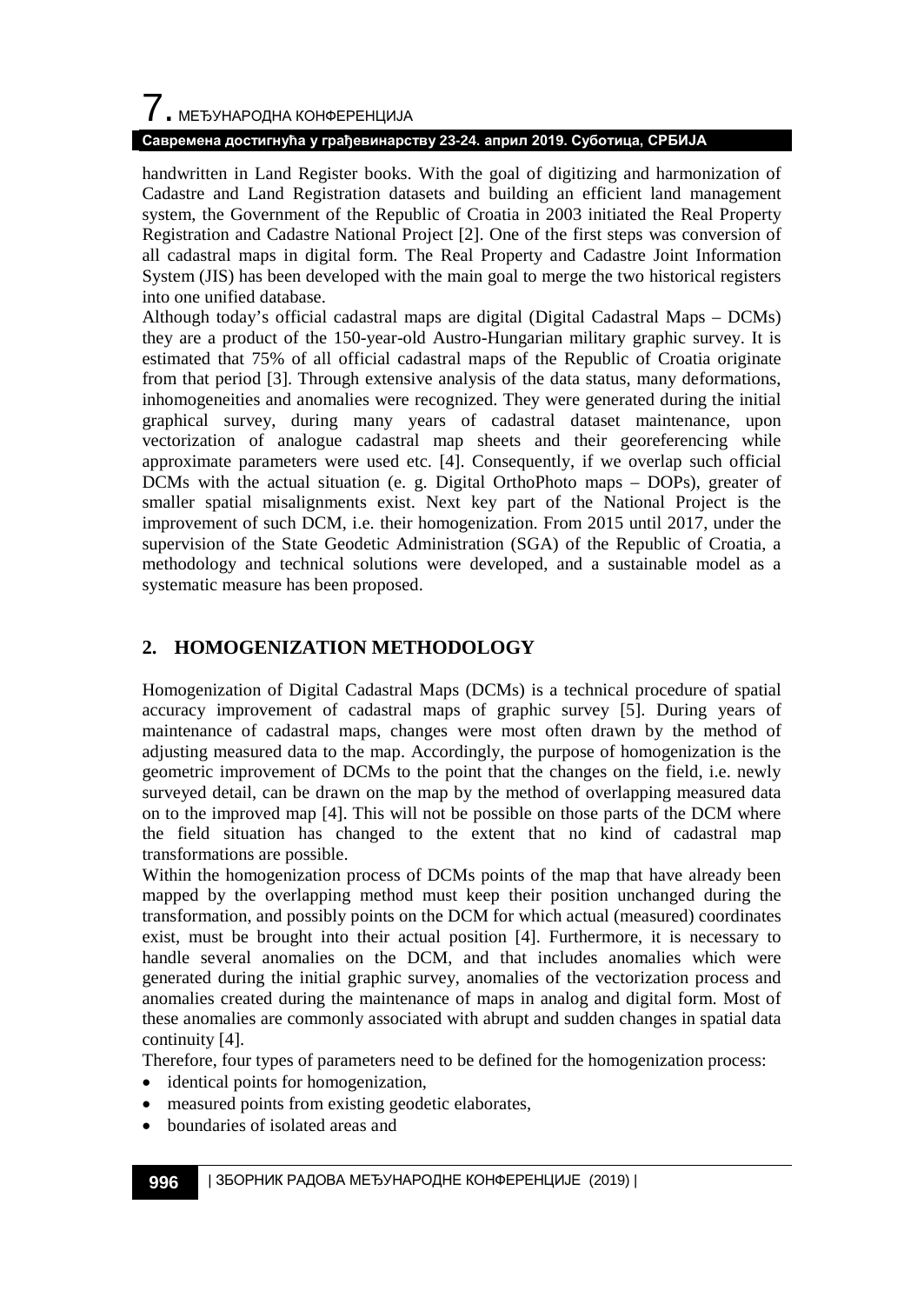handwritten in Land Register books. With the goal of digitizing and harmonization of Cadastre and Land Registration datasets and building an efficient land management system, the Government of the Republic of Croatia in 2003 initiated the Real Property Registration and Cadastre National Project [2]. One of the first steps was conversion of all cadastral maps in digital form. The Real Property and Cadastre Joint Information System (JIS) has been developed with the main goal to merge the two historical registers into one unified database.

Although today's official cadastral maps are digital (Digital Cadastral Maps – DCMs) they are a product of the 150-year-old Austro-Hungarian military graphic survey. It is estimated that 75% of all official cadastral maps of the Republic of Croatia originate from that period [3]. Through extensive analysis of the data status, many deformations, inhomogeneities and anomalies were recognized. They were generated during the initial graphical survey, during many years of cadastral dataset maintenance, upon vectorization of analogue cadastral map sheets and their georeferencing while approximate parameters were used etc. [4]. Consequently, if we overlap such official DCMs with the actual situation (e. g. Digital OrthoPhoto maps – DOPs), greater of smaller spatial misalignments exist. Next key part of the National Project is the improvement of such DCM, i.e. their homogenization. From 2015 until 2017, under the supervision of the State Geodetic Administration (SGA) of the Republic of Croatia, a methodology and technical solutions were developed, and a sustainable model as a systematic measure has been proposed.

## 2. HOMOGENIZATION METHODOLOGY

Homogenization of Digital Cadastral Maps (DCMs) is a technical procedure of spatial accuracy improvement of cadastral maps of graphic survey [5]. During years of maintenance of cadastral maps, changes were most often drawn by the method of adjusting measured data to the map. Accordingly, the purpose of homogenization is the geometric improvement of DCMs to the point that the changes on the field, i.e. newly surveyed detail, can be drawn on the map by the method of overlapping measured data on to the improved map [4]. This will not be possible on those parts of the DCM where the field situation has changed to the extent that no kind of cadastral map transformations are possible.

Within the homogenization process of DCMs points of the map that have already been mapped by the overlapping method must keep their position unchanged during the transformation, and possibly points on the DCM for which actual (measured) coordinates exist, must be brought into their actual position [4]. Furthermore, it is necessary to handle several anomalies on the DCM, and that includes anomalies which were generated during the initial graphic survey, anomalies of the vectorization process and anomalies created during the maintenance of maps in analog and digital form. Most of these anomalies are commonly associated with abrupt and sudden changes in spatial data continuity [4].

Therefore, four types of parameters need to be defined for the homogenization process:

- identical points for homogenization,
- measured points from existing geodetic elaborates,
- boundaries of isolated areas and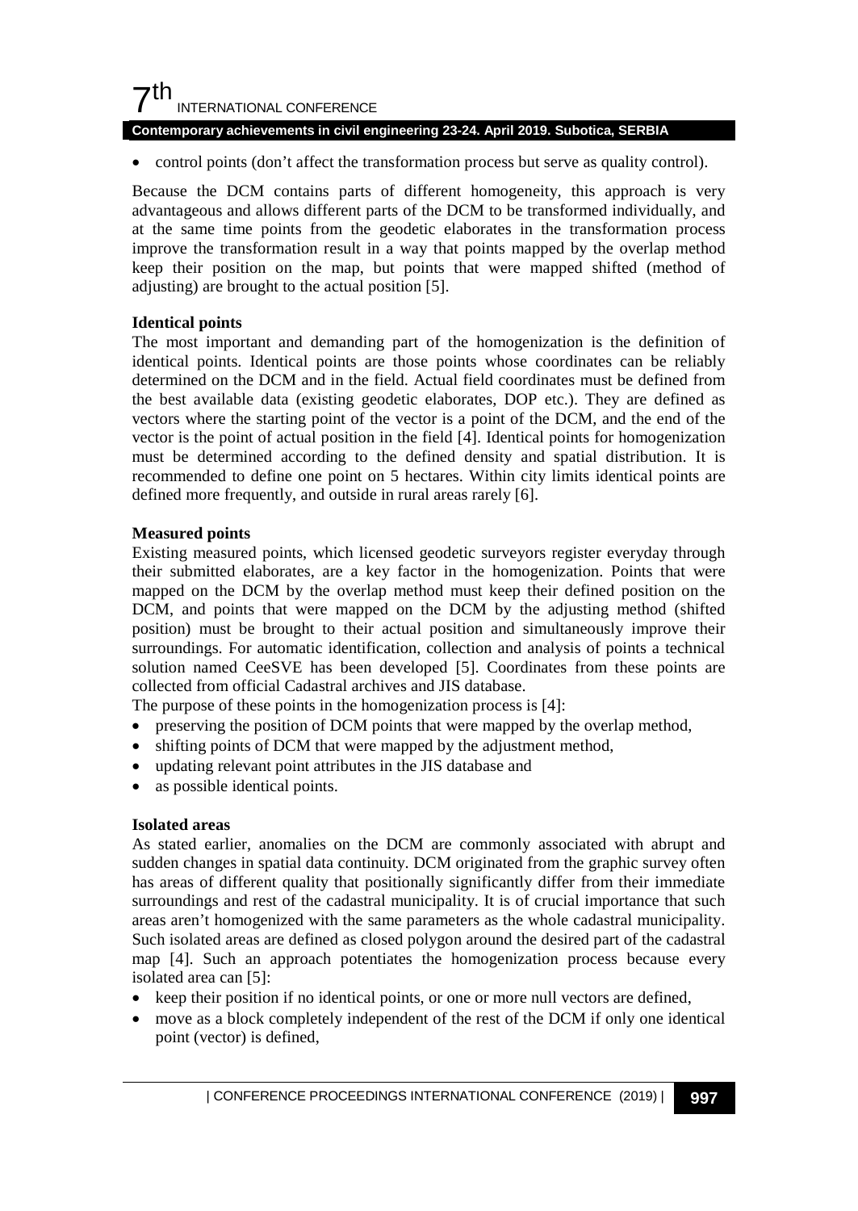- control points (don't affect the transformation process but serve as quality control).

Because the DCM contains parts of different homogeneity, this approach is very advantageous and allows different parts of the DCM to be transformed individually, and at the same time points from the geodetic elaborates in the transformation process improve the transformation result in a way that points mapped by the overlap method keep their position on the map, but points that were mapped shifted (method of adjusting) are brought to the actual position [5].

**Identical points**

The most important and demanding part of the homogenization is the definition of identical points. Identical points are those points whose coordinates can be reliably determined on the DCM and in the field. Actual field coordinates must be defined from the best available data (existing geodetic elaborates, DOP etc.). They are defined as vectors where the starting point of the vector is a point of the DCM, and the end of the vector is the point of actual position in the field [4]. Identical points for homogenization must be determined according to the defined density and spatial distribution. It is recommended to define one point on 5 hectares. Within city limits identical points are defined more frequently, and outside in rural areas rarely [6].

**Measured points**

Existing measured points, which licensed geodetic surveyors register everyday through their submitted elaborates, are a key factor in the homogenization. Points that were mapped on the DCM by the overlap method must keep their defined position on the DCM, and points that were mapped on the DCM by the adjusting method (shifted position) must be brought to their actual position and simultaneously improve their surroundings. For automatic identification, collection and analysis of points a technical solution named CeeSVE has been developed [5]. Coordinates from these points are collected from official Cadastral archives and JIS database.

The purpose of these points in the homogenization process is [4]:

- preserving the position of DCM points that were mapped by the overlap method,
- shifting points of DCM that were mapped by the adjustment method,
- updating relevant point attributes in the JIS database and
- as possible identical points.

**Isolated areas**

As stated earlier, anomalies on the DCM are commonly associated with abrupt and sudden changes in spatial data continuity. DCM originated from the graphic survey often has areas of different quality that positionally significantly differ from their immediate surroundings and rest of the cadastral municipality. It is of crucial importance that such areas aren't homogenized with the same parameters as the whole cadastral municipality. Such isolated areas are defined as closed polygon around the desired part of the cadastral map [4]. Such an approach potentiates the homogenization process because every isolated area can [5]:

- keep their position if no identical points, or one or more null vectors are defined,
- move as a block completely independent of the rest of the DCM if only one identical point (vector) is defined,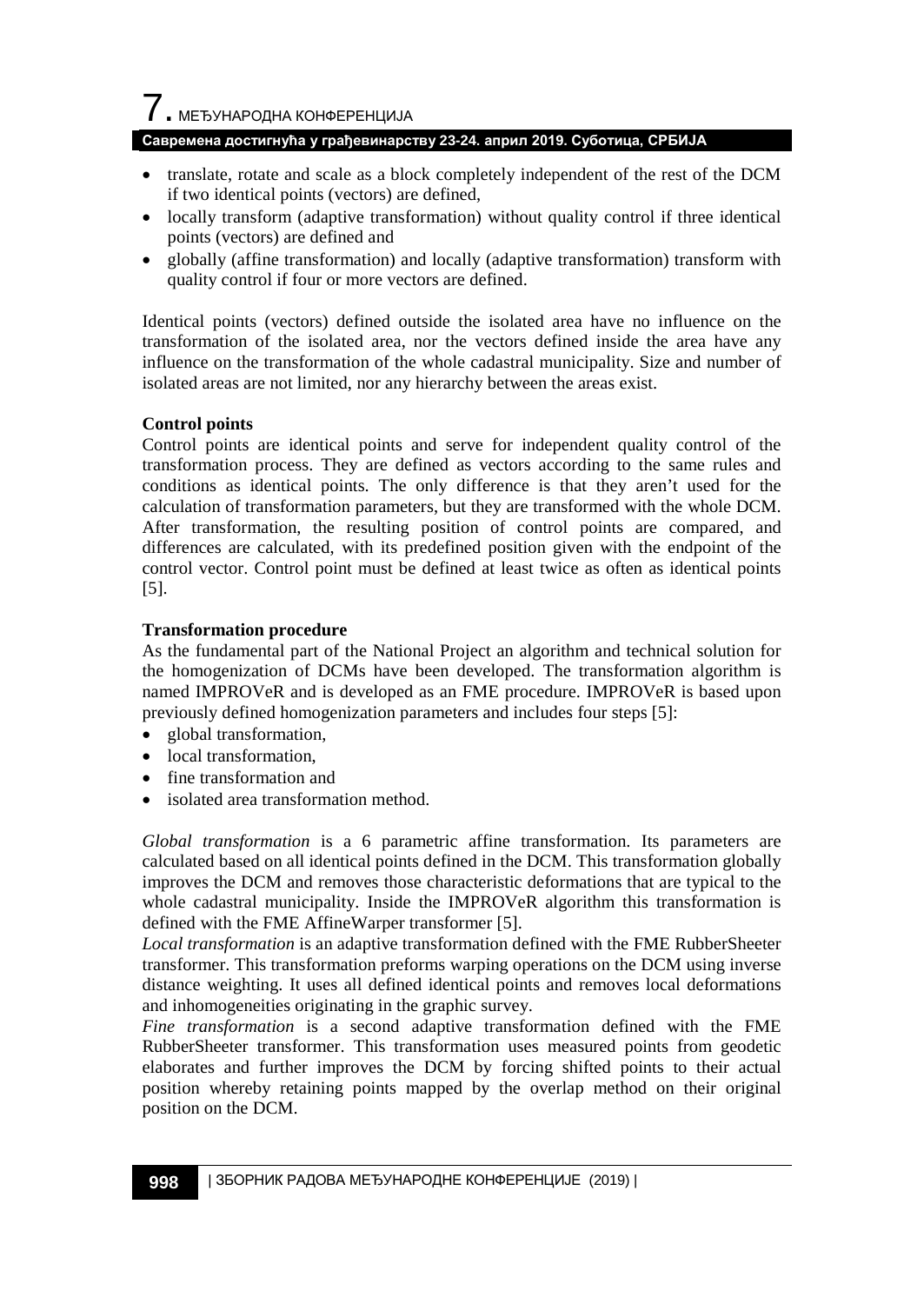- translate, rotate and scale as a block completely independent of the rest of the DCM if two identical points (vectors) are defined,
- locally transform (adaptive transformation) without quality control if three identical points (vectors) are defined and
- globally (affine transformation) and locally (adaptive transformation) transform with quality control if four or more vectors are defined.

Identical points (vectors) defined outside the isolated area have no influence on the transformation of the isolated area, nor the vectors defined inside the area have any influence on the transformation of the whole cadastral municipality. Size and number of isolated areas are not limited, nor any hierarchy between the areas exist.

**Control points**

Control points are identical points and serve for independent quality control of the transformation process. They are defined as vectors according to the same rules and conditions as identical points. The only difference is that they aren't used for the calculation of transformation parameters, but they are transformed with the whole DCM. After transformation, the resulting position of control points are compared, and differences are calculated, with its predefined position given with the endpoint of the control vector. Control point must be defined at least twice as often as identical points [5].

**Transformation procedure**

As the fundamental part of the National Project an algorithm and technical solution for the homogenization of DCMs have been developed. The transformation algorithm is named IMPROVeR and is developed as an FME procedure. IMPROVeR is based upon previously defined homogenization parameters and includes four steps [5]:

- global transformation,
- local transformation,
- fine transformation and
- isolated area transformation method.

*Global transformation* is a 6 parametric affine transformation. Its parameters are calculated based on all identical points defined in the DCM. This transformation globally improves the DCM and removes those characteristic deformations that are typical to the whole cadastral municipality. Inside the IMPROVeR algorithm this transformation is defined with the FME AffineWarper transformer [5].

*Local transformation* is an adaptive transformation defined with the FME RubberSheeter transformer. This transformation preforms warping operations on the DCM using inverse distance weighting. It uses all defined identical points and removes local deformations and inhomogeneities originating in the graphic survey.

*Fine transformation* is a second adaptive transformation defined with the FME RubberSheeter transformer. This transformation uses measured points from geodetic elaborates and further improves the DCM by forcing shifted points to their actual position whereby retaining points mapped by the overlap method on their original position on the DCM.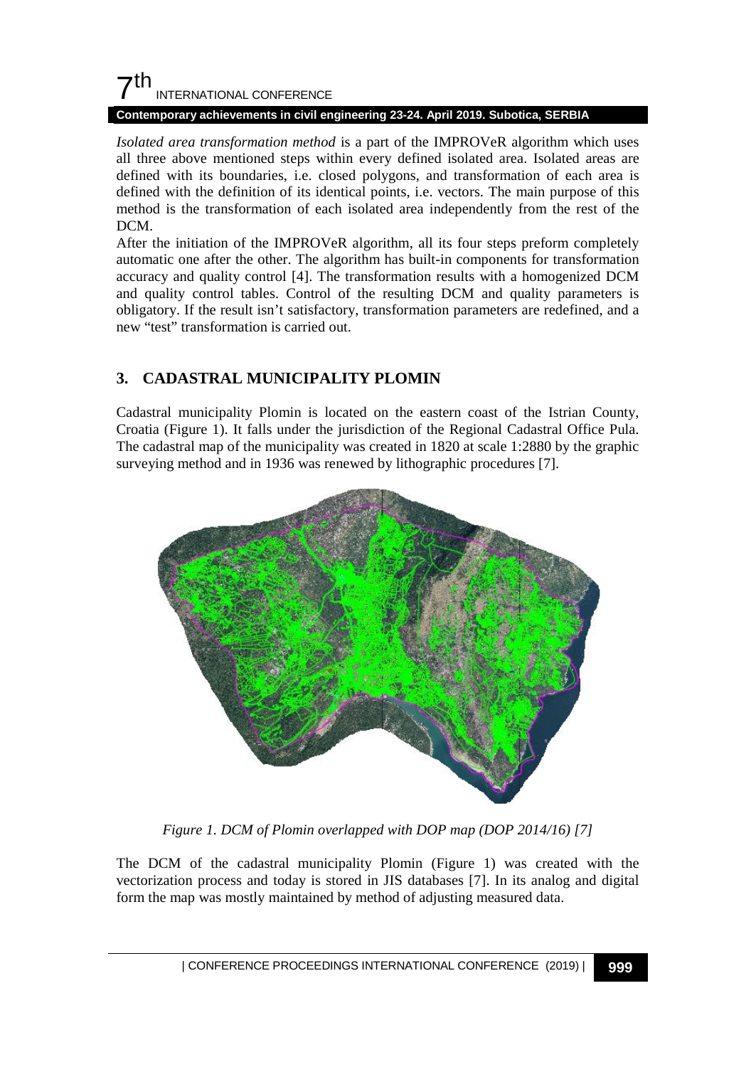*Isolated area transformation method* is a part of the IMPROVeR algorithm which uses all three above mentioned steps within every defined isolated area. Isolated areas are defined with its boundaries, i.e. closed polygons, and transformation of each area is defined with the definition of its identical points, i.e. vectors. The main purpose of this method is the transformation of each isolated area independently from the rest of the DCM.

After the initiation of the IMPROVeR algorithm, all its four steps preform completely automatic one after the other. The algorithm has built-in components for transformation accuracy and quality control [4]. The transformation results with a homogenized DCM and quality control tables. Control of the resulting DCM and quality parameters is obligatory. If the result isn't satisfactory, transformation parameters are redefined, and a new "test" transformation is carried out.

## 3. CADASTRAL MUNICIPALITY PLOMIN

Cadastral municipality Plomin is located on the eastern coast of the Istrian County, Croatia (Figure 1). It falls under the jurisdiction of the Regional Cadastral Office Pula. The cadastral map of the municipality was created in 1820 at scale 1:2880 by the graphic surveying method and in 1936 was renewed by lithographic procedures [7].

*Figure 1. DCM of Plomin overlapped with DOP map (DOP 2014/16) [7]*

The DCM of the cadastral municipality Plomin (Figure 1) was created with the vectorization process and today is stored in JIS databases [7]. In its analog and digital form the map was mostly maintained by method of adjusting measured data.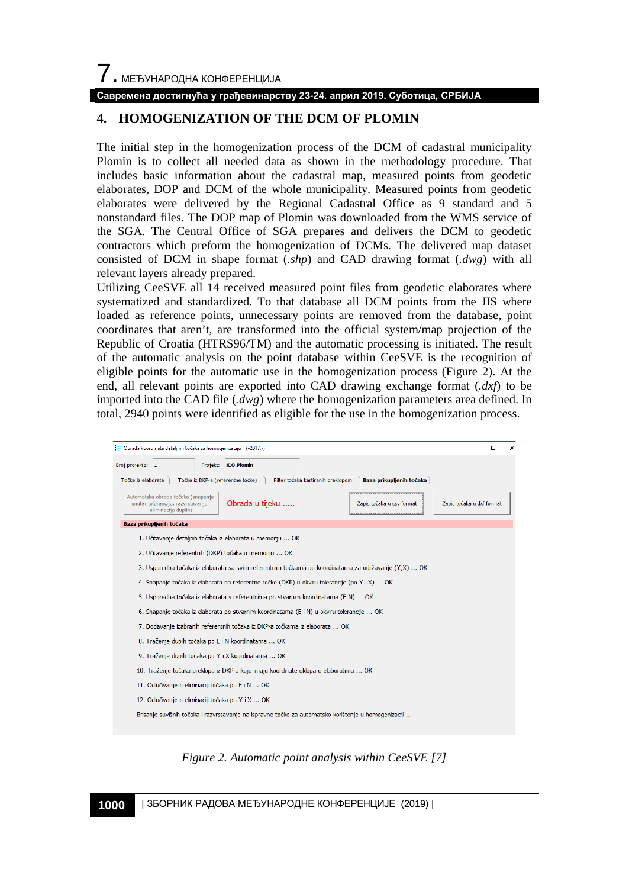## 4. HOMOGENIZATION OF THE DCM OF PLOMIN

The initial step in the homogenization process of the DCM of cadastral municipality Plomin is to collect all needed data as shown in the methodology procedure. That includes basic information about the cadastral map, measured points from geodetic elaborates, DOP and DCM of the whole municipality. Measured points from geodetic elaborates were delivered by the Regional Cadastral Office as 9 standard and 5 nonstandard files. The DOP map of Plomin was downloaded from the WMS service of the SGA. The Central Office of SGA prepares and delivers the DCM to geodetic contractors which preform the homogenization of DCMs. The delivered map dataset consisted of DCM in shape format (*.shp*) and CAD drawing format (*.dwg*) with all relevant layers already prepared.

Utilizing CeeSVE all 14 received measured point files from geodetic elaborates where systematized and standardized. To that database all DCM points from the JIS where loaded as reference points, unnecessary points are removed from the database, point coordinates that aren't, are transformed into the official system/map projection of the Republic of Croatia (HTRS96/TM) and the automatic processing is initiated. The result of the automatic analysis on the point database within CeeSVE is the recognition of eligible points for the automatic use in the homogenization process (Figure 2). At the end, all relevant points are exported into CAD drawing exchange format (*.dxf*) to be imported into the CAD file (*.dwg*) where the homogenization parameters area defined. In total, 2940 points were identified as eligible for the use in the homogenization process.

Obrada koordinata detaljnih točaka za homogenizaciju (v2017.7)

Broj projekta: 1 Projekt: K.O.Plomin

Točke iz elaborata | Točke iz DKP-a (referentne točke) | Filter točaka kartiranih preklopom | Baza prikupljenih točaka |

Automatska obrada točaka (snapanje unutar tolerancije, razvrstavanje, eliminacija duplih) — Obrada u tijeku ..... — Zapis točaka u csv format — Zapis točaka u dxf format

Baza prikupljenih točaka

1. Učitavanje detaljnih točaka iz elaborata u memoriju ... OK
2. Učitavanje referentnih (DKP) točaka u memoriju ... OK
3. Usporedba točaka iz elaborata sa svim referentnim točkama po koordinatama za održavanje (Y,X) ... OK
4. Snapanje točaka iz elaborata na referentne točke (DKP) u okviru tolerancije (po Y i X) ... OK
5. Usporedba točaka iz elaborata s referentnima po stvarnim koordinatama (E,N) ... OK
6. Snapanje točaka iz elaborata po stvarnim koordinatama (E i N) u okviru tolerancije ... OK
7. Dodavanje izabranih referentnih točaka iz DKP-a točkama iz elaborata ... OK
8. Traženje duplih točaka po E i N koordinatama ... OK
9. Traženje duplih točaka po Y i X koordinatama ... OK
10. Traženje točaka preklopa iz DKP-a koje imaju koordinate uklopa u elaboratima ... OK
11. Odlučivanje o eliminaciji točaka po E i N ... OK
12. Odlučivanje o eliminaciji točaka po Y i X ... OK

Brisanje suvišnih točaka i razvrstavanje na ispravne točke za automatsko korištenje u homogenizaciji ...

*Figure 2. Automatic point analysis within CeeSVE [7]*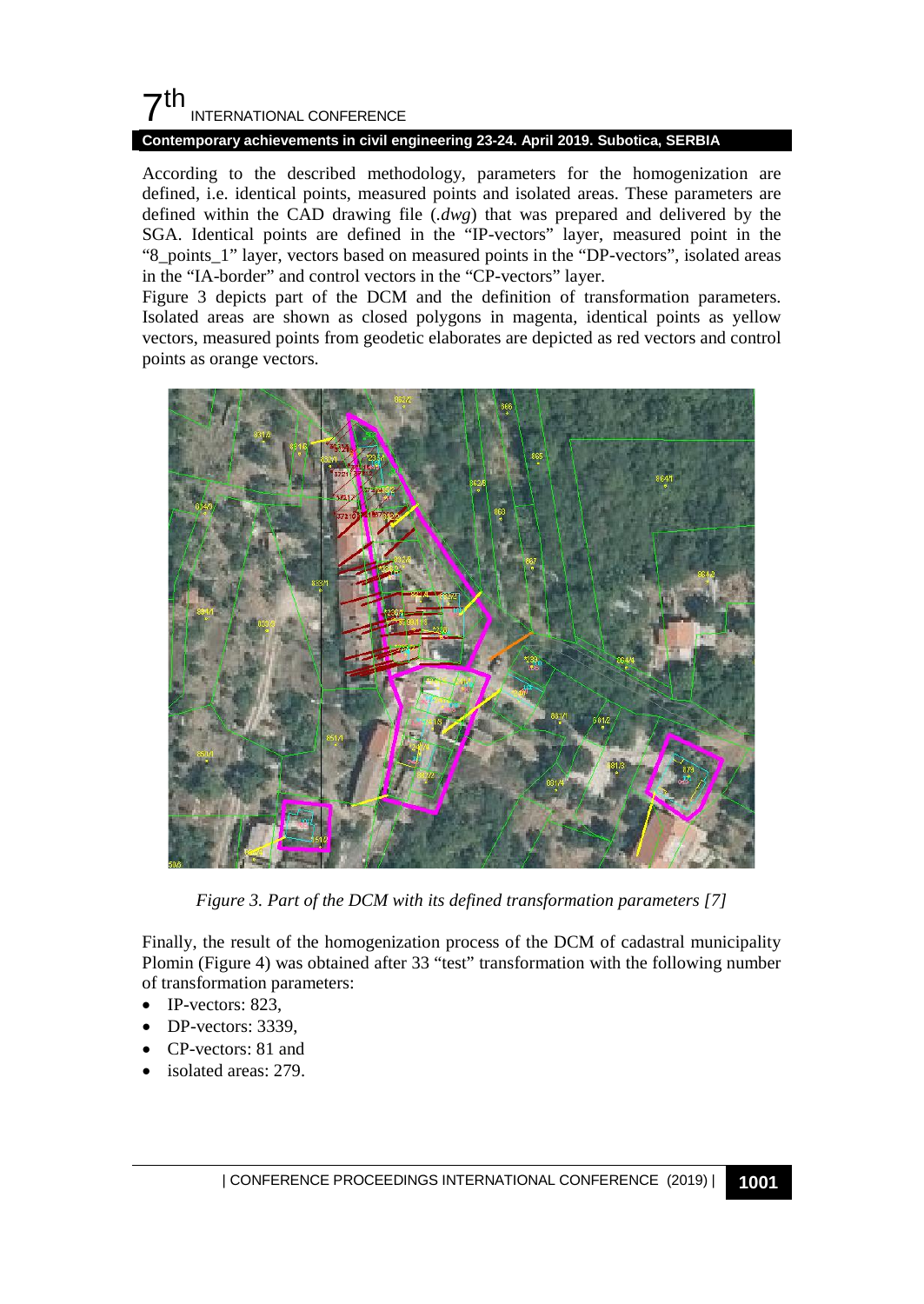According to the described methodology, parameters for the homogenization are defined, i.e. identical points, measured points and isolated areas. These parameters are defined within the CAD drawing file (*.dwg*) that was prepared and delivered by the SGA. Identical points are defined in the "IP-vectors" layer, measured point in the "8_points_1" layer, vectors based on measured points in the "DP-vectors", isolated areas in the "IA-border" and control vectors in the "CP-vectors" layer.

Figure 3 depicts part of the DCM and the definition of transformation parameters. Isolated areas are shown as closed polygons in magenta, identical points as yellow vectors, measured points from geodetic elaborates are depicted as red vectors and control points as orange vectors.

*Figure 3. Part of the DCM with its defined transformation parameters [7]*

Finally, the result of the homogenization process of the DCM of cadastral municipality Plomin (Figure 4) was obtained after 33 "test" transformation with the following number of transformation parameters:

- IP-vectors: 823,
- DP-vectors: 3339,
- CP-vectors: 81 and
- isolated areas: 279.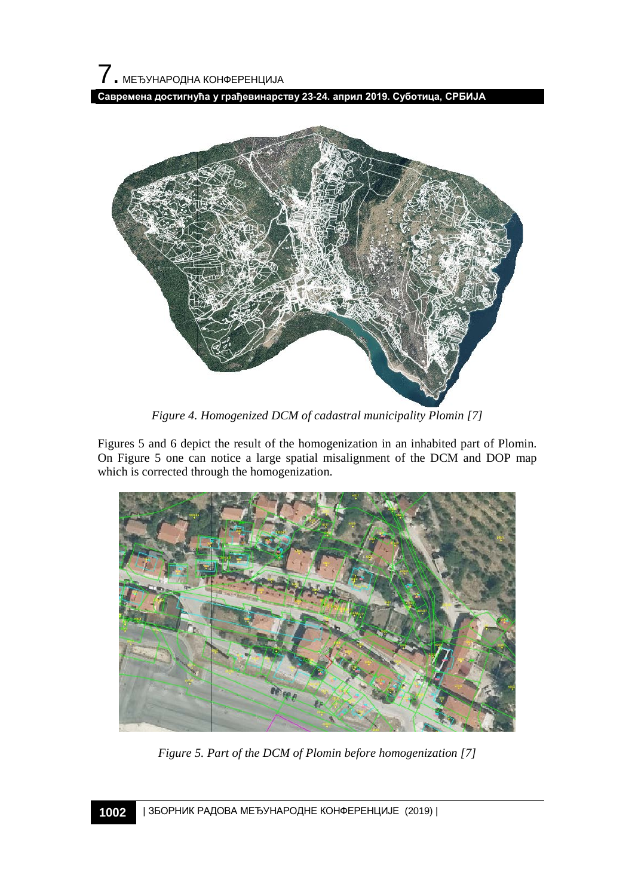*Figure 4. Homogenized DCM of cadastral municipality Plomin [7]*

Figures 5 and 6 depict the result of the homogenization in an inhabited part of Plomin. On Figure 5 one can notice a large spatial misalignment of the DCM and DOP map which is corrected through the homogenization.

*Figure 5. Part of the DCM of Plomin before homogenization [7]*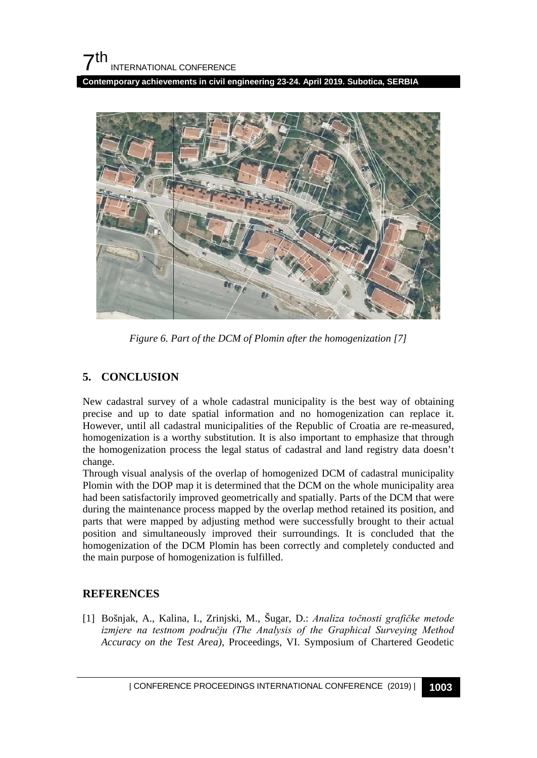Figure 6. Part of the DCM of Plomin after the homogenization [7]

## 5. CONCLUSION

New cadastral survey of a whole cadastral municipality is the best way of obtaining precise and up to date spatial information and no homogenization can replace it. However, until all cadastral municipalities of the Republic of Croatia are re-measured, homogenization is a worthy substitution. It is also important to emphasize that through the homogenization process the legal status of cadastral and land registry data doesn't change.

Through visual analysis of the overlap of homogenized DCM of cadastral municipality Plomin with the DOP map it is determined that the DCM on the whole municipality area had been satisfactorily improved geometrically and spatially. Parts of the DCM that were during the maintenance process mapped by the overlap method retained its position, and parts that were mapped by adjusting method were successfully brought to their actual position and simultaneously improved their surroundings. It is concluded that the homogenization of the DCM Plomin has been correctly and completely conducted and the main purpose of homogenization is fulfilled.

## REFERENCES

[1] Bošnjak, A., Kalina, I., Zrinjski, M., Šugar, D.: *Analiza točnosti grafičke metode izmjere na testnom području (The Analysis of the Graphical Surveying Method Accuracy on the Test Area)*, Proceedings, VI. Symposium of Chartered Geodetic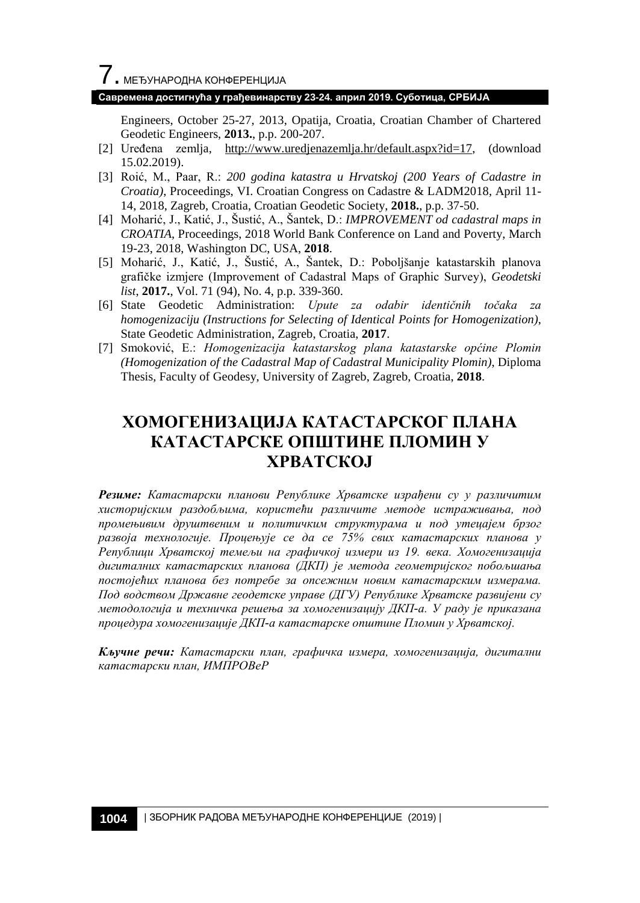Engineers, October 25-27, 2013, Opatija, Croatia, Croatian Chamber of Chartered Geodetic Engineers, **2013.**, p.p. 200-207.

[2] Uređena zemlja, http://www.uredjenazemlja.hr/default.aspx?id=17, (download 15.02.2019).

[3] Roić, M., Paar, R.: *200 godina katastra u Hrvatskoj (200 Years of Cadastre in Croatia)*, Proceedings, VI. Croatian Congress on Cadastre & LADM2018, April 11-14, 2018, Zagreb, Croatia, Croatian Geodetic Society, **2018.**, p.p. 37-50.

[4] Moharić, J., Katić, J., Šustić, A., Šantek, D.: *IMPROVEMENT od cadastral maps in CROATIA*, Proceedings, 2018 World Bank Conference on Land and Poverty, March 19-23, 2018, Washington DC, USA, **2018**.

[5] Moharić, J., Katić, J., Šustić, A., Šantek, D.: Poboljšanje katastarskih planova grafičke izmjere (Improvement of Cadastral Maps of Graphic Survey), *Geodetski list*, **2017.**, Vol. 71 (94), No. 4, p.p. 339-360.

[6] State Geodetic Administration: *Upute za odabir identičnih točaka za homogenizaciju (Instructions for Selecting of Identical Points for Homogenization)*, State Geodetic Administration, Zagreb, Croatia, **2017**.

[7] Smoković, E.: *Homogenizacija katastarskog plana katastarske općine Plomin (Homogenization of the Cadastral Map of Cadastral Municipality Plomin)*, Diploma Thesis, Faculty of Geodesy, University of Zagreb, Zagreb, Croatia, **2018**.

# ХОМОГЕНИЗАЦИЈА КАТАСТАРСКОГ ПЛАНА КАТАСТАРСКЕ ОПШТИНЕ ПЛОМИН У ХРВАТСКОЈ

***Резиме:*** *Катастарски планови Републике Хрватске израђени су у различитим хисторијским раздобљима, користећи различите методе истраживања, под промењивим друштвеним и политичким структурама и под утецајем брзог развоја технологије. Процењује се да се 75% свих катастарских планова у Републици Хрватској темељи на графичкој измери из 19. века. Хомогенизација дигиталних катастарских планова (ДКП) је метода геометријског побољшања постојећих планова без потребе за опсежним новим катастарским измерама. Под водством Државне геодетске управе (ДГУ) Републике Хрватске развијени су методологија и техничка решења за хомогенизацију ДКП-а. У раду је приказана процедура хомогенизације ДКП-а катастарске општине Пломин у Хрватској.*

***Кључне речи:*** *Катастарски план, графичка измера, хомогенизација, дигитални катастарски план, ИМПРОВеР*